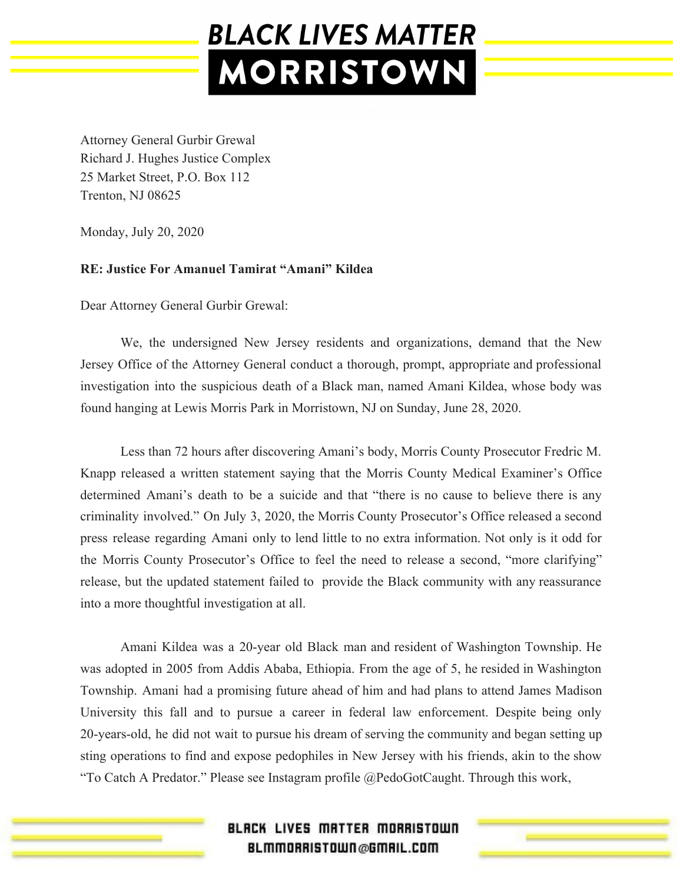# BLACK LIVES MATTER MORRISTOWN

Attorney General Gurbir Grewal
Richard J. Hughes Justice Complex
25 Market Street, P.O. Box 112
Trenton, NJ 08625

Monday, July 20, 2020

**RE: Justice For Amanuel Tamirat "Amani" Kildea**

Dear Attorney General Gurbir Grewal:

We, the undersigned New Jersey residents and organizations, demand that the New Jersey Office of the Attorney General conduct a thorough, prompt, appropriate and professional investigation into the suspicious death of a Black man, named Amani Kildea, whose body was found hanging at Lewis Morris Park in Morristown, NJ on Sunday, June 28, 2020.

Less than 72 hours after discovering Amani's body, Morris County Prosecutor Fredric M. Knapp released a written statement saying that the Morris County Medical Examiner's Office determined Amani's death to be a suicide and that "there is no cause to believe there is any criminality involved." On July 3, 2020, the Morris County Prosecutor's Office released a second press release regarding Amani only to lend little to no extra information. Not only is it odd for the Morris County Prosecutor's Office to feel the need to release a second, "more clarifying" release, but the updated statement failed to provide the Black community with any reassurance into a more thoughtful investigation at all.

Amani Kildea was a 20-year old Black man and resident of Washington Township. He was adopted in 2005 from Addis Ababa, Ethiopia. From the age of 5, he resided in Washington Township. Amani had a promising future ahead of him and had plans to attend James Madison University this fall and to pursue a career in federal law enforcement. Despite being only 20-years-old, he did not wait to pursue his dream of serving the community and began setting up sting operations to find and expose pedophiles in New Jersey with his friends, akin to the show "To Catch A Predator." Please see Instagram profile @PedoGotCaught. Through this work,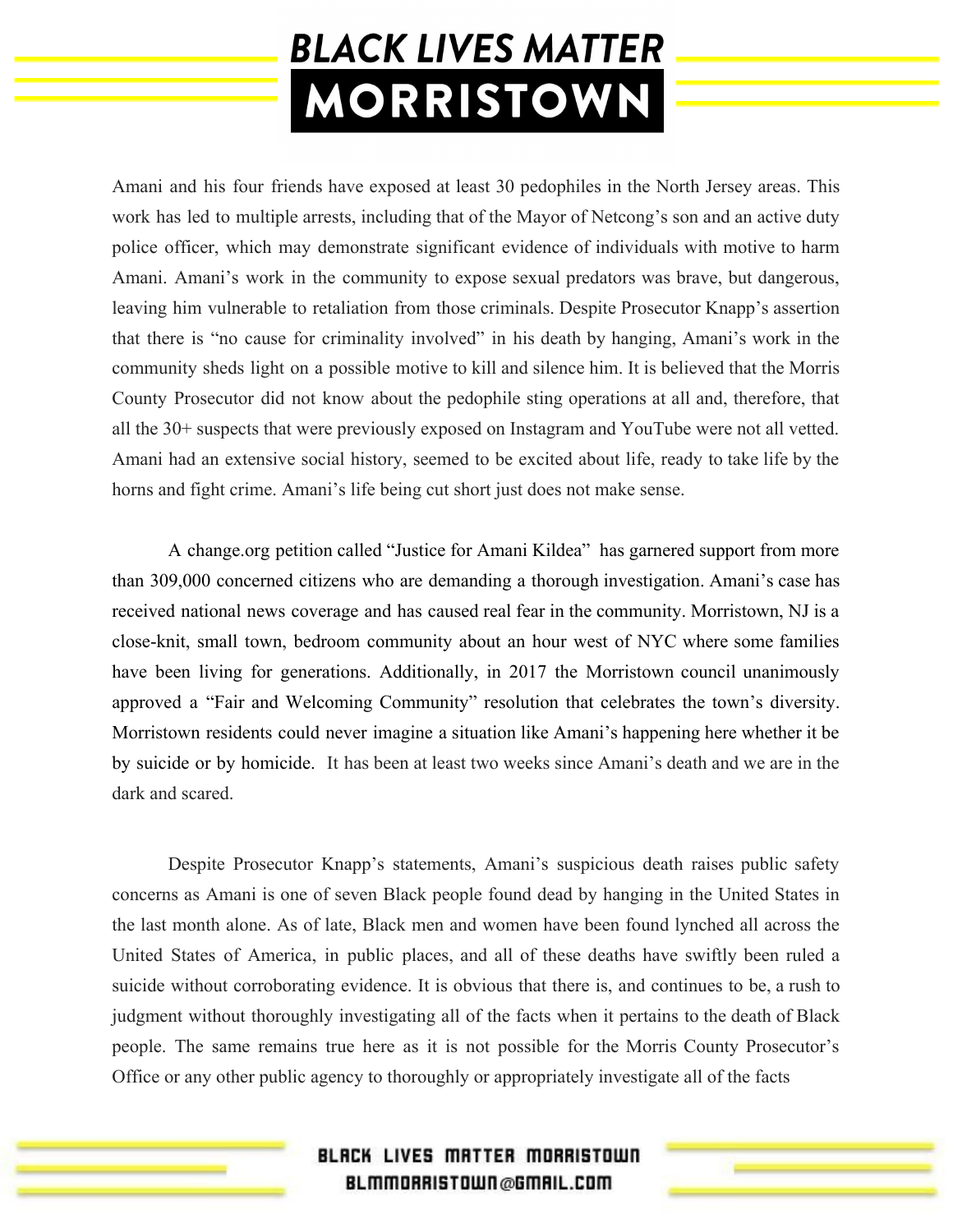Amani and his four friends have exposed at least 30 pedophiles in the North Jersey areas. This work has led to multiple arrests, including that of the Mayor of Netcong's son and an active duty police officer, which may demonstrate significant evidence of individuals with motive to harm Amani. Amani's work in the community to expose sexual predators was brave, but dangerous, leaving him vulnerable to retaliation from those criminals. Despite Prosecutor Knapp's assertion that there is "no cause for criminality involved" in his death by hanging, Amani's work in the community sheds light on a possible motive to kill and silence him. It is believed that the Morris County Prosecutor did not know about the pedophile sting operations at all and, therefore, that all the 30+ suspects that were previously exposed on Instagram and YouTube were not all vetted. Amani had an extensive social history, seemed to be excited about life, ready to take life by the horns and fight crime. Amani's life being cut short just does not make sense.

A change.org petition called "Justice for Amani Kildea" has garnered support from more than 309,000 concerned citizens who are demanding a thorough investigation. Amani's case has received national news coverage and has caused real fear in the community. Morristown, NJ is a close-knit, small town, bedroom community about an hour west of NYC where some families have been living for generations. Additionally, in 2017 the Morristown council unanimously approved a "Fair and Welcoming Community" resolution that celebrates the town's diversity. Morristown residents could never imagine a situation like Amani's happening here whether it be by suicide or by homicide. It has been at least two weeks since Amani's death and we are in the dark and scared.

Despite Prosecutor Knapp's statements, Amani's suspicious death raises public safety concerns as Amani is one of seven Black people found dead by hanging in the United States in the last month alone. As of late, Black men and women have been found lynched all across the United States of America, in public places, and all of these deaths have swiftly been ruled a suicide without corroborating evidence. It is obvious that there is, and continues to be, a rush to judgment without thoroughly investigating all of the facts when it pertains to the death of Black people. The same remains true here as it is not possible for the Morris County Prosecutor's Office or any other public agency to thoroughly or appropriately investigate all of the facts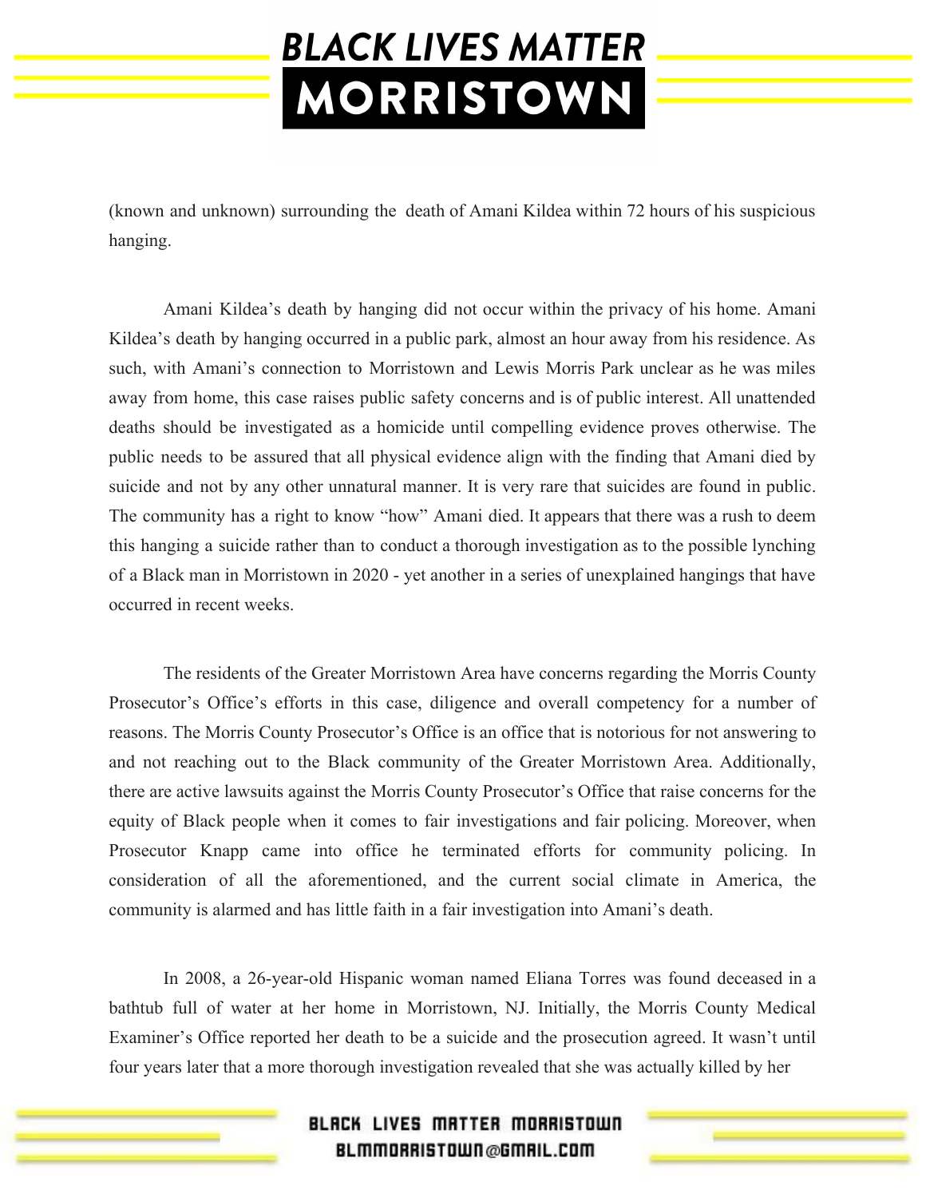(known and unknown) surrounding the death of Amani Kildea within 72 hours of his suspicious hanging.

Amani Kildea's death by hanging did not occur within the privacy of his home. Amani Kildea's death by hanging occurred in a public park, almost an hour away from his residence. As such, with Amani's connection to Morristown and Lewis Morris Park unclear as he was miles away from home, this case raises public safety concerns and is of public interest. All unattended deaths should be investigated as a homicide until compelling evidence proves otherwise. The public needs to be assured that all physical evidence align with the finding that Amani died by suicide and not by any other unnatural manner. It is very rare that suicides are found in public. The community has a right to know "how" Amani died. It appears that there was a rush to deem this hanging a suicide rather than to conduct a thorough investigation as to the possible lynching of a Black man in Morristown in 2020 - yet another in a series of unexplained hangings that have occurred in recent weeks.

The residents of the Greater Morristown Area have concerns regarding the Morris County Prosecutor's Office's efforts in this case, diligence and overall competency for a number of reasons. The Morris County Prosecutor's Office is an office that is notorious for not answering to and not reaching out to the Black community of the Greater Morristown Area. Additionally, there are active lawsuits against the Morris County Prosecutor's Office that raise concerns for the equity of Black people when it comes to fair investigations and fair policing. Moreover, when Prosecutor Knapp came into office he terminated efforts for community policing. In consideration of all the aforementioned, and the current social climate in America, the community is alarmed and has little faith in a fair investigation into Amani's death.

In 2008, a 26-year-old Hispanic woman named Eliana Torres was found deceased in a bathtub full of water at her home in Morristown, NJ. Initially, the Morris County Medical Examiner's Office reported her death to be a suicide and the prosecution agreed. It wasn't until four years later that a more thorough investigation revealed that she was actually killed by her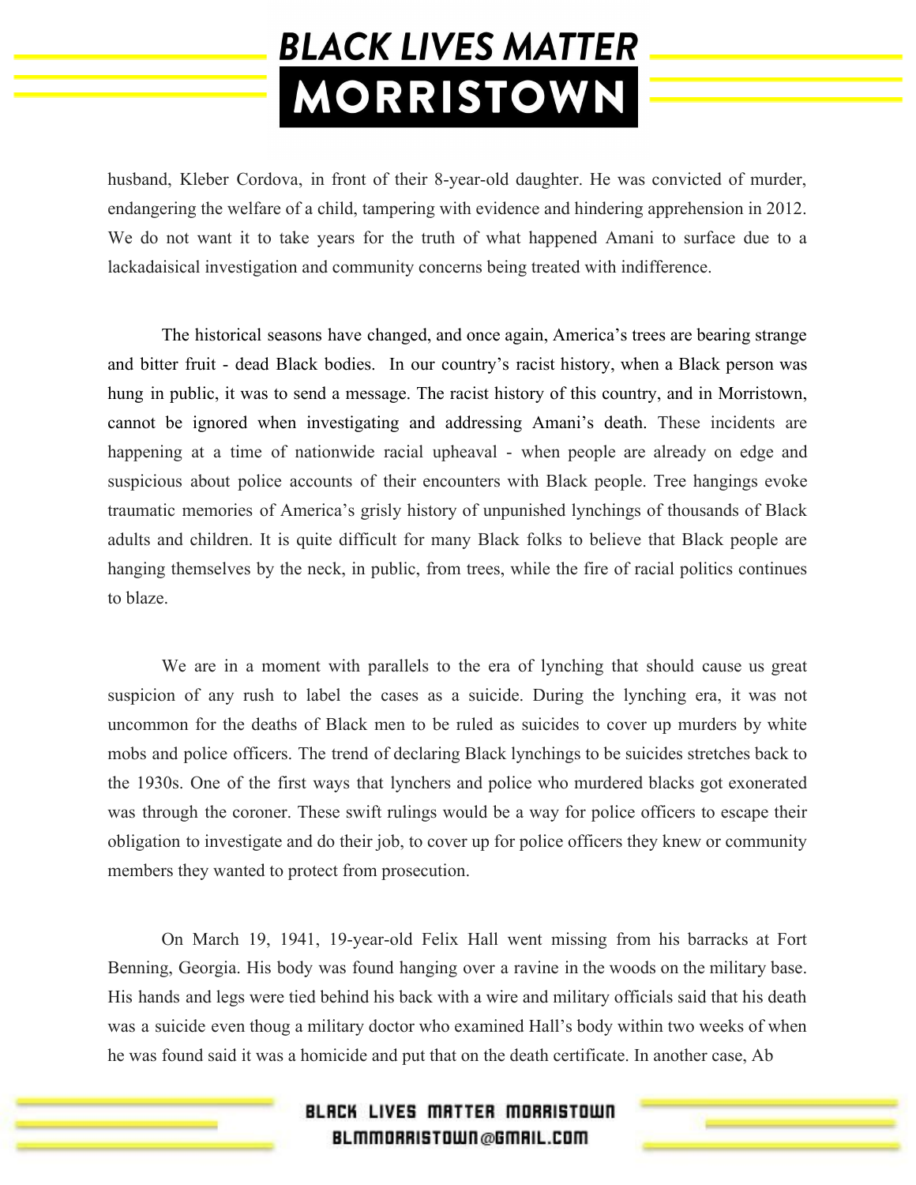husband, Kleber Cordova, in front of their 8-year-old daughter. He was convicted of murder, endangering the welfare of a child, tampering with evidence and hindering apprehension in 2012. We do not want it to take years for the truth of what happened Amani to surface due to a lackadaisical investigation and community concerns being treated with indifference.

The historical seasons have changed, and once again, America's trees are bearing strange and bitter fruit - dead Black bodies. In our country's racist history, when a Black person was hung in public, it was to send a message. The racist history of this country, and in Morristown, cannot be ignored when investigating and addressing Amani's death. These incidents are happening at a time of nationwide racial upheaval - when people are already on edge and suspicious about police accounts of their encounters with Black people. Tree hangings evoke traumatic memories of America's grisly history of unpunished lynchings of thousands of Black adults and children. It is quite difficult for many Black folks to believe that Black people are hanging themselves by the neck, in public, from trees, while the fire of racial politics continues to blaze.

We are in a moment with parallels to the era of lynching that should cause us great suspicion of any rush to label the cases as a suicide. During the lynching era, it was not uncommon for the deaths of Black men to be ruled as suicides to cover up murders by white mobs and police officers. The trend of declaring Black lynchings to be suicides stretches back to the 1930s. One of the first ways that lynchers and police who murdered blacks got exonerated was through the coroner. These swift rulings would be a way for police officers to escape their obligation to investigate and do their job, to cover up for police officers they knew or community members they wanted to protect from prosecution.

On March 19, 1941, 19-year-old Felix Hall went missing from his barracks at Fort Benning, Georgia. His body was found hanging over a ravine in the woods on the military base. His hands and legs were tied behind his back with a wire and military officials said that his death was a suicide even thoug a military doctor who examined Hall's body within two weeks of when he was found said it was a homicide and put that on the death certificate. In another case, Ab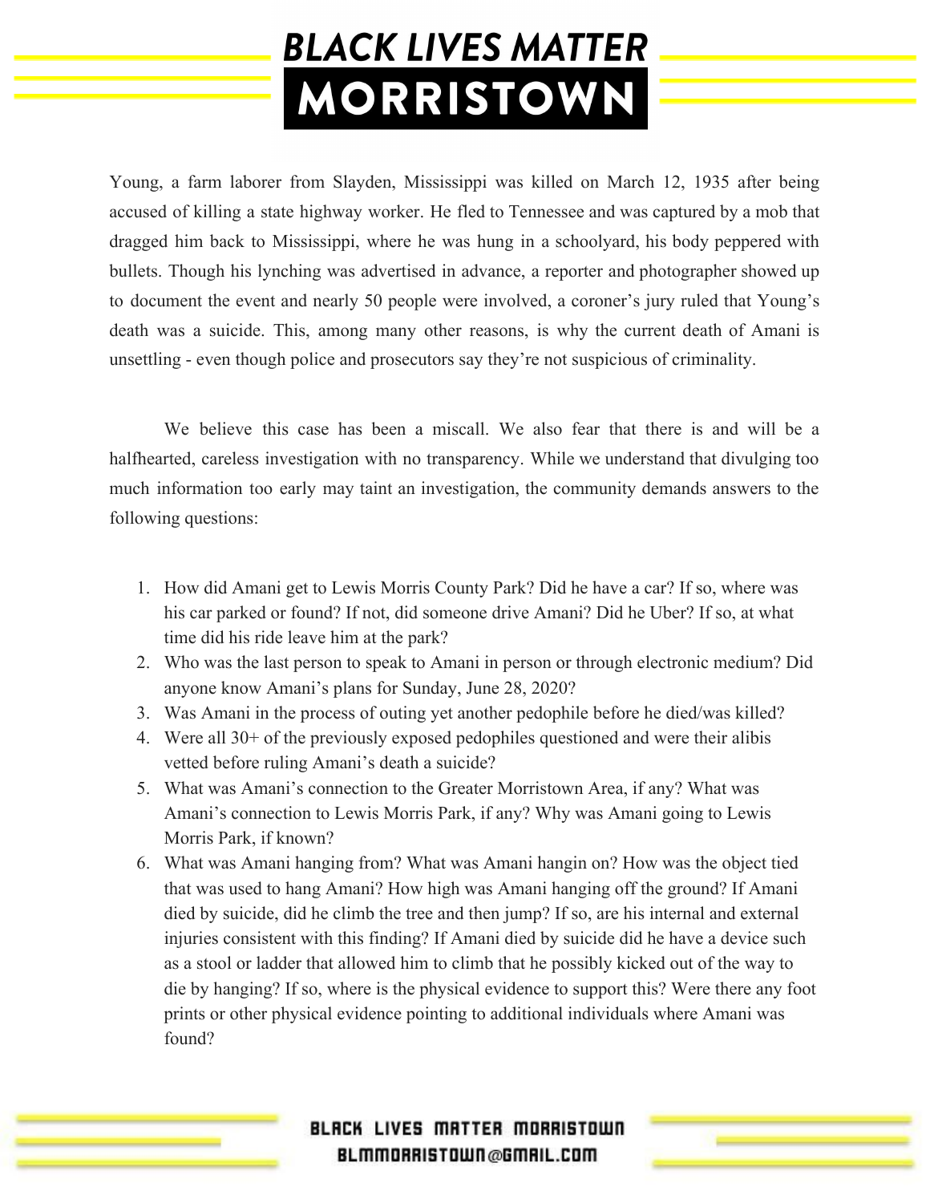Young, a farm laborer from Slayden, Mississippi was killed on March 12, 1935 after being accused of killing a state highway worker. He fled to Tennessee and was captured by a mob that dragged him back to Mississippi, where he was hung in a schoolyard, his body peppered with bullets. Though his lynching was advertised in advance, a reporter and photographer showed up to document the event and nearly 50 people were involved, a coroner's jury ruled that Young's death was a suicide. This, among many other reasons, is why the current death of Amani is unsettling - even though police and prosecutors say they're not suspicious of criminality.

We believe this case has been a miscall. We also fear that there is and will be a halfhearted, careless investigation with no transparency. While we understand that divulging too much information too early may taint an investigation, the community demands answers to the following questions:

1. How did Amani get to Lewis Morris County Park? Did he have a car? If so, where was his car parked or found? If not, did someone drive Amani? Did he Uber? If so, at what time did his ride leave him at the park?
2. Who was the last person to speak to Amani in person or through electronic medium? Did anyone know Amani's plans for Sunday, June 28, 2020?
3. Was Amani in the process of outing yet another pedophile before he died/was killed?
4. Were all 30+ of the previously exposed pedophiles questioned and were their alibis vetted before ruling Amani's death a suicide?
5. What was Amani's connection to the Greater Morristown Area, if any? What was Amani's connection to Lewis Morris Park, if any? Why was Amani going to Lewis Morris Park, if known?
6. What was Amani hanging from? What was Amani hangin on? How was the object tied that was used to hang Amani? How high was Amani hanging off the ground? If Amani died by suicide, did he climb the tree and then jump? If so, are his internal and external injuries consistent with this finding? If Amani died by suicide did he have a device such as a stool or ladder that allowed him to climb that he possibly kicked out of the way to die by hanging? If so, where is the physical evidence to support this? Were there any foot prints or other physical evidence pointing to additional individuals where Amani was found?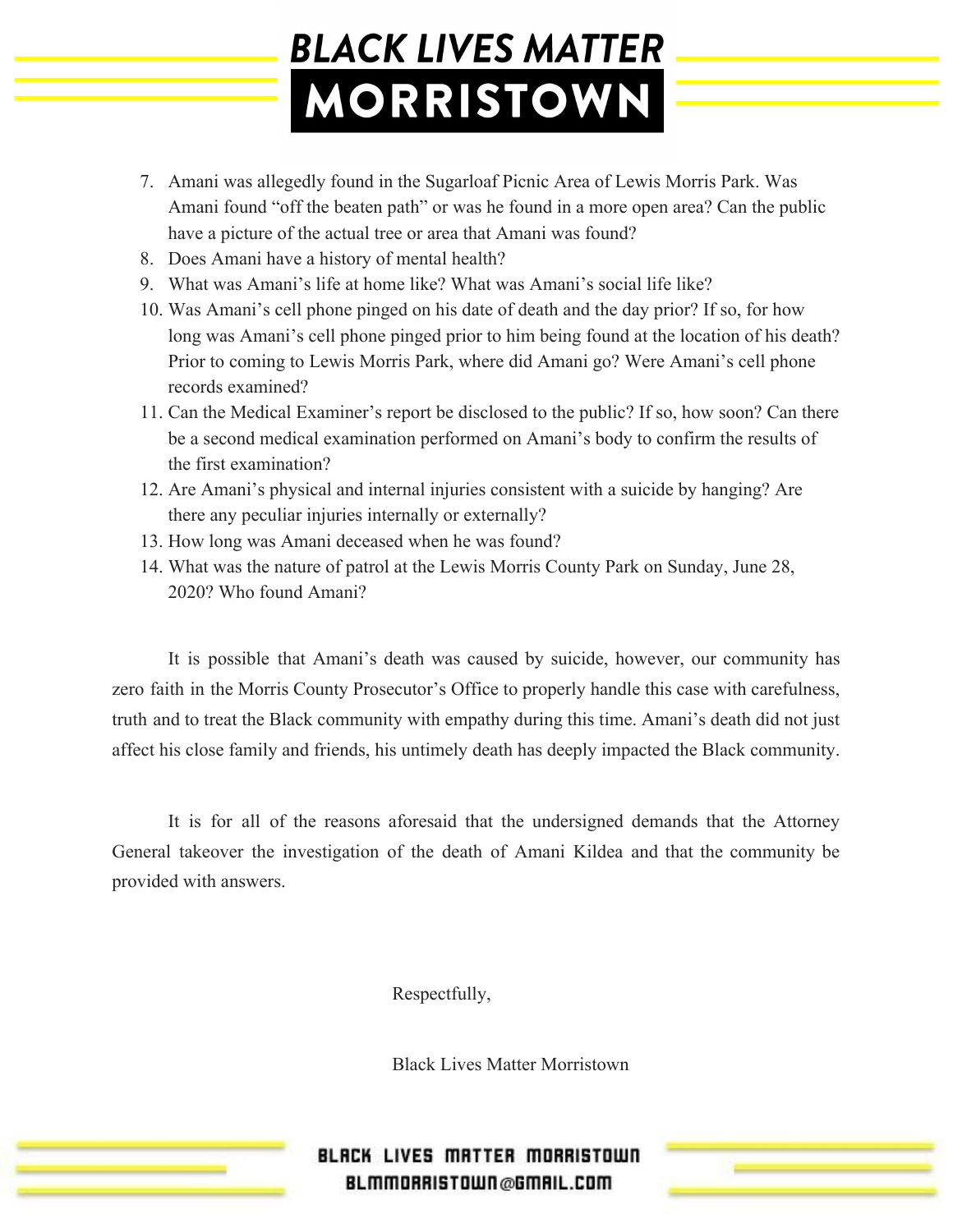7. Amani was allegedly found in the Sugarloaf Picnic Area of Lewis Morris Park. Was Amani found "off the beaten path" or was he found in a more open area? Can the public have a picture of the actual tree or area that Amani was found?
8. Does Amani have a history of mental health?
9. What was Amani's life at home like? What was Amani's social life like?
10. Was Amani's cell phone pinged on his date of death and the day prior? If so, for how long was Amani's cell phone pinged prior to him being found at the location of his death? Prior to coming to Lewis Morris Park, where did Amani go? Were Amani's cell phone records examined?
11. Can the Medical Examiner's report be disclosed to the public? If so, how soon? Can there be a second medical examination performed on Amani's body to confirm the results of the first examination?
12. Are Amani's physical and internal injuries consistent with a suicide by hanging? Are there any peculiar injuries internally or externally?
13. How long was Amani deceased when he was found?
14. What was the nature of patrol at the Lewis Morris County Park on Sunday, June 28, 2020? Who found Amani?

It is possible that Amani's death was caused by suicide, however, our community has zero faith in the Morris County Prosecutor's Office to properly handle this case with carefulness, truth and to treat the Black community with empathy during this time. Amani's death did not just affect his close family and friends, his untimely death has deeply impacted the Black community.

It is for all of the reasons aforesaid that the undersigned demands that the Attorney General takeover the investigation of the death of Amani Kildea and that the community be provided with answers.

Respectfully,

Black Lives Matter Morristown